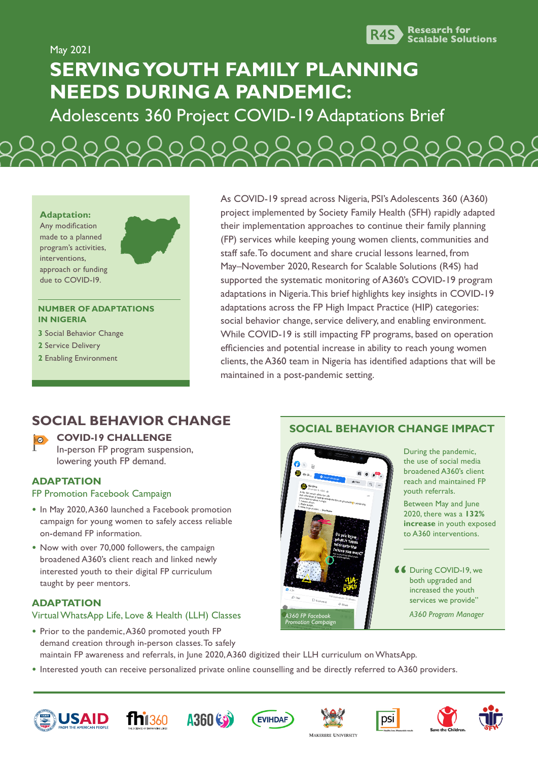May 2021

Research for Scalable Solutions

# SERVING YOUTH FAMILY PLANNING NEEDS DURING A PANDEMIC:

## Adolescents 360 Project COVID-19 Adaptations Brief

**Adaptation:**
Any modification made to a planned program's activities, interventions, approach or funding due to COVID-19.

**NUMBER OF ADAPTATIONS IN NIGERIA**

- **3** Social Behavior Change
- **2** Service Delivery
- **2** Enabling Environment

As COVID-19 spread across Nigeria, PSI's Adolescents 360 (A360) project implemented by Society Family Health (SFH) rapidly adapted their implementation approaches to continue their family planning (FP) services while keeping young women clients, communities and staff safe. To document and share crucial lessons learned, from May–November 2020, Research for Scalable Solutions (R4S) had supported the systematic monitoring of A360's COVID-19 program adaptations in Nigeria. This brief highlights key insights in COVID-19 adaptations across the FP High Impact Practice (HIP) categories: social behavior change, service delivery, and enabling environment. While COVID-19 is still impacting FP programs, based on operation efficiencies and potential increase in ability to reach young women clients, the A360 team in Nigeria has identified adaptions that will be maintained in a post-pandemic setting.

## SOCIAL BEHAVIOR CHANGE

### COVID-19 CHALLENGE

In-person FP program suspension, lowering youth FP demand.

### ADAPTATION

FP Promotion Facebook Campaign

- In May 2020, A360 launched a Facebook promotion campaign for young women to safely access reliable on-demand FP information.
- Now with over 70,000 followers, the campaign broadened A360's client reach and linked newly interested youth to their digital FP curriculum taught by peer mentors.

### ADAPTATION

Virtual WhatsApp Life, Love & Health (LLH) Classes

- Prior to the pandemic, A360 promoted youth FP demand creation through in-person classes. To safely maintain FP awareness and referrals, in June 2020, A360 digitized their LLH curriculum on WhatsApp.
- Interested youth can receive personalized private online counselling and be directly referred to A360 providers.

### SOCIAL BEHAVIOR CHANGE IMPACT

*A360 FP Facebook Promotion Campaign*

During the pandemic, the use of social media broadened A360's client reach and maintained FP youth referrals.

Between May and June 2020, there was a **132% increase** in youth exposed to A360 interventions.

> "During COVID-19, we both upgraded and increased the youth services we provide"
>
> *A360 Program Manager*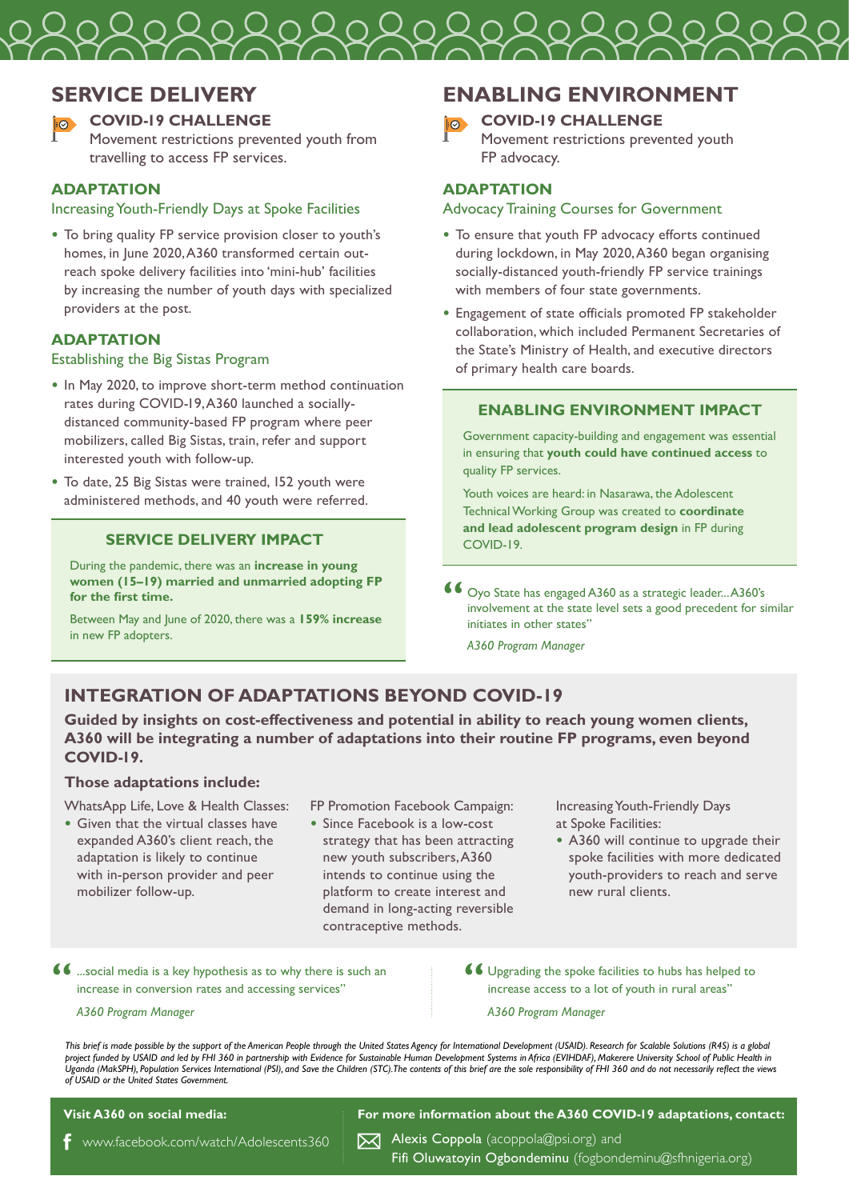## SERVICE DELIVERY

### COVID-19 CHALLENGE

Movement restrictions prevented youth from travelling to access FP services.

### ADAPTATION

Increasing Youth-Friendly Days at Spoke Facilities

- To bring quality FP service provision closer to youth's homes, in June 2020, A360 transformed certain out-reach spoke delivery facilities into 'mini-hub' facilities by increasing the number of youth days with specialized providers at the post.

### ADAPTATION

Establishing the Big Sistas Program

- In May 2020, to improve short-term method continuation rates during COVID-19, A360 launched a socially-distanced community-based FP program where peer mobilizers, called Big Sistas, train, refer and support interested youth with follow-up.
- To date, 25 Big Sistas were trained, 152 youth were administered methods, and 40 youth were referred.

### SERVICE DELIVERY IMPACT

During the pandemic, there was an **increase in young women (15–19) married and unmarried adopting FP for the first time.**

Between May and June of 2020, there was a **159% increase** in new FP adopters.

## ENABLING ENVIRONMENT

### COVID-19 CHALLENGE

Movement restrictions prevented youth FP advocacy.

### ADAPTATION

Advocacy Training Courses for Government

- To ensure that youth FP advocacy efforts continued during lockdown, in May 2020, A360 began organising socially-distanced youth-friendly FP service trainings with members of four state governments.
- Engagement of state officials promoted FP stakeholder collaboration, which included Permanent Secretaries of the State's Ministry of Health, and executive directors of primary health care boards.

### ENABLING ENVIRONMENT IMPACT

Government capacity-building and engagement was essential in ensuring that **youth could have continued access** to quality FP services.

Youth voices are heard: in Nasarawa, the Adolescent Technical Working Group was created to **coordinate and lead adolescent program design** in FP during COVID-19.

> "Oyo State has engaged A360 as a strategic leader...A360's involvement at the state level sets a good precedent for similar initiates in other states"
>
> *A360 Program Manager*

## INTEGRATION OF ADAPTATIONS BEYOND COVID-19

**Guided by insights on cost-effectiveness and potential in ability to reach young women clients, A360 will be integrating a number of adaptations into their routine FP programs, even beyond COVID-19.**

**Those adaptations include:**

WhatsApp Life, Love & Health Classes:

- Given that the virtual classes have expanded A360's client reach, the adaptation is likely to continue with in-person provider and peer mobilizer follow-up.

FP Promotion Facebook Campaign:

- Since Facebook is a low-cost strategy that has been attracting new youth subscribers, A360 intends to continue using the platform to create interest and demand in long-acting reversible contraceptive methods.

Increasing Youth-Friendly Days at Spoke Facilities:

- A360 will continue to upgrade their spoke facilities with more dedicated youth-providers to reach and serve new rural clients.

> "...social media is a key hypothesis as to why there is such an increase in conversion rates and accessing services"
>
> *A360 Program Manager*

> "Upgrading the spoke facilities to hubs has helped to increase access to a lot of youth in rural areas"
>
> *A360 Program Manager*

*This brief is made possible by the support of the American People through the United States Agency for International Development (USAID). Research for Scalable Solutions (R4S) is a global project funded by USAID and led by FHI 360 in partnership with Evidence for Sustainable Human Development Systems in Africa (EVIHDAF), Makerere University School of Public Health in Uganda (MakSPH), Population Services International (PSI), and Save the Children (STC). The contents of this brief are the sole responsibility of FHI 360 and do not necessarily reflect the views of USAID or the United States Government.*

**Visit A360 on social media:**

www.facebook.com/watch/Adolescents360

**For more information about the A360 COVID-19 adaptations, contact:**

Alexis Coppola (acoppola@psi.org) and Fifi Oluwatoyin Ogbondeminu (fogbondeminu@sfhnigeria.org)